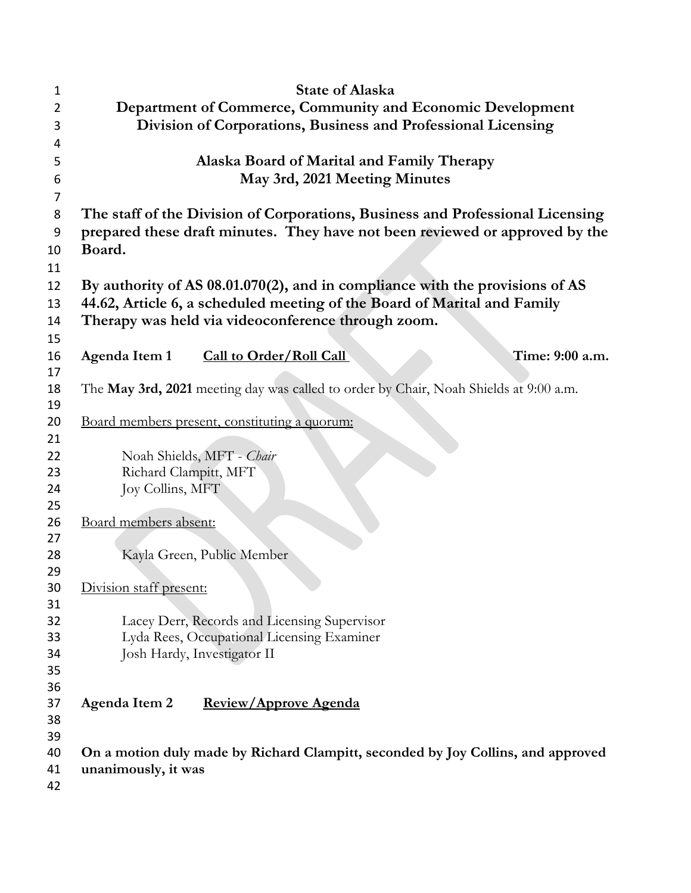**State of Alaska**
**Department of Commerce, Community and Economic Development**
**Division of Corporations, Business and Professional Licensing**

**Alaska Board of Marital and Family Therapy**
**May 3rd, 2021 Meeting Minutes**

**The staff of the Division of Corporations, Business and Professional Licensing prepared these draft minutes. They have not been reviewed or approved by the Board.**

**By authority of AS 08.01.070(2), and in compliance with the provisions of AS 44.62, Article 6, a scheduled meeting of the Board of Marital and Family Therapy was held via videoconference through zoom.**

**Agenda Item 1** **Call to Order/Roll Call** **Time: 9:00 a.m.**

The **May 3rd, 2021** meeting day was called to order by Chair, Noah Shields at 9:00 a.m.

Board members present, constituting a quorum:

Noah Shields, MFT - *Chair*
Richard Clampitt, MFT
Joy Collins, MFT

Board members absent:

Kayla Green, Public Member

Division staff present:

Lacey Derr, Records and Licensing Supervisor
Lyda Rees, Occupational Licensing Examiner
Josh Hardy, Investigator II

**Agenda Item 2** **Review/Approve Agenda**

**On a motion duly made by Richard Clampitt, seconded by Joy Collins, and approved unanimously, it was**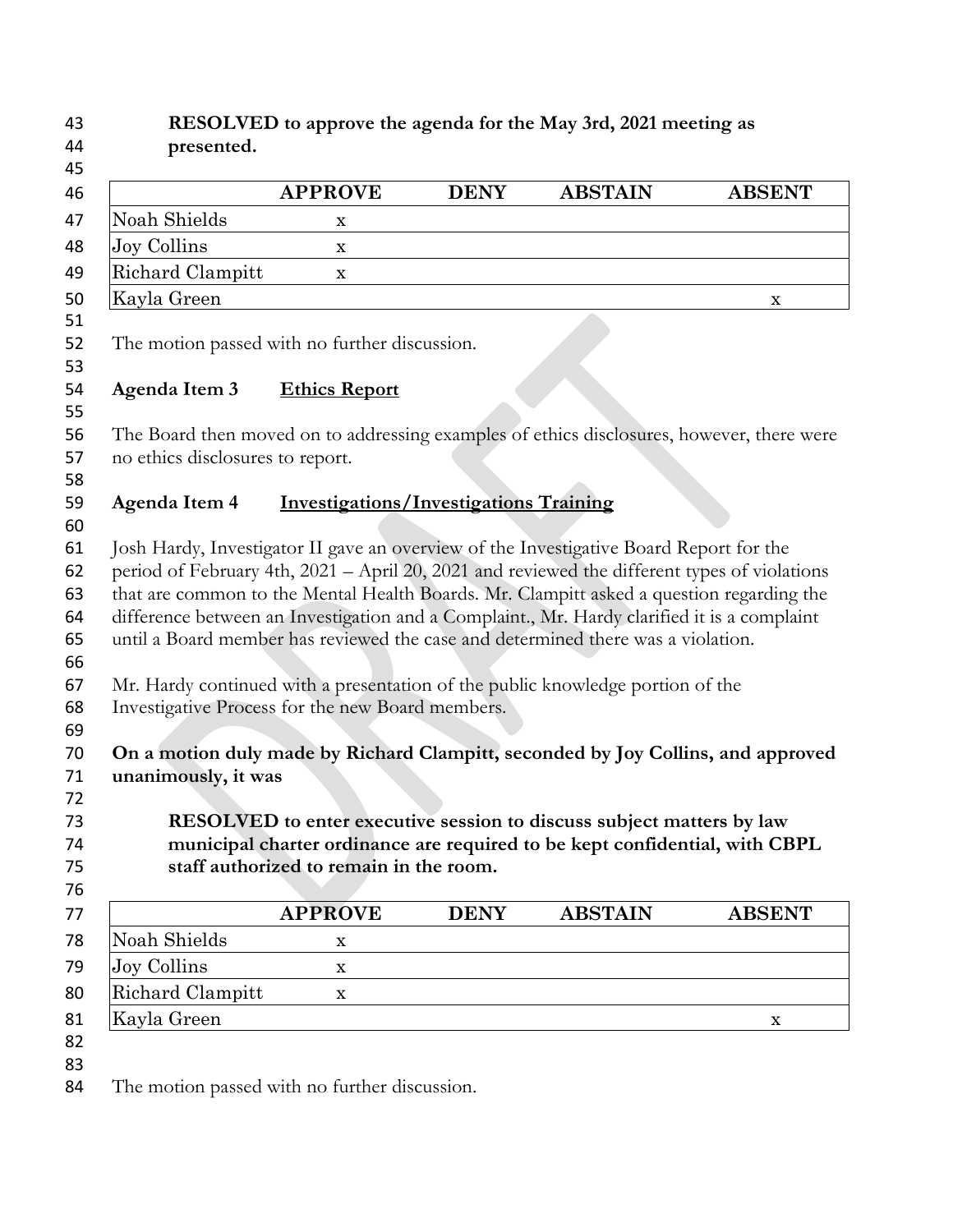**RESOLVED to approve the agenda for the May 3rd, 2021 meeting as presented.**

| | APPROVE | DENY | ABSTAIN | ABSENT |
|---|---|---|---|---|
| Noah Shields | x | | | |
| Joy Collins | x | | | |
| Richard Clampitt | x | | | |
| Kayla Green | | | | x |

The motion passed with no further discussion.

**Agenda Item 3** **Ethics Report**

The Board then moved on to addressing examples of ethics disclosures, however, there were no ethics disclosures to report.

**Agenda Item 4** **Investigations/Investigations Training**

Josh Hardy, Investigator II gave an overview of the Investigative Board Report for the period of February 4th, 2021 – April 20, 2021 and reviewed the different types of violations that are common to the Mental Health Boards. Mr. Clampitt asked a question regarding the difference between an Investigation and a Complaint., Mr. Hardy clarified it is a complaint until a Board member has reviewed the case and determined there was a violation.

Mr. Hardy continued with a presentation of the public knowledge portion of the Investigative Process for the new Board members.

**On a motion duly made by Richard Clampitt, seconded by Joy Collins, and approved unanimously, it was**

**RESOLVED to enter executive session to discuss subject matters by law municipal charter ordinance are required to be kept confidential, with CBPL staff authorized to remain in the room.**

| | APPROVE | DENY | ABSTAIN | ABSENT |
|---|---|---|---|---|
| Noah Shields | x | | | |
| Joy Collins | x | | | |
| Richard Clampitt | x | | | |
| Kayla Green | | | | x |

The motion passed with no further discussion.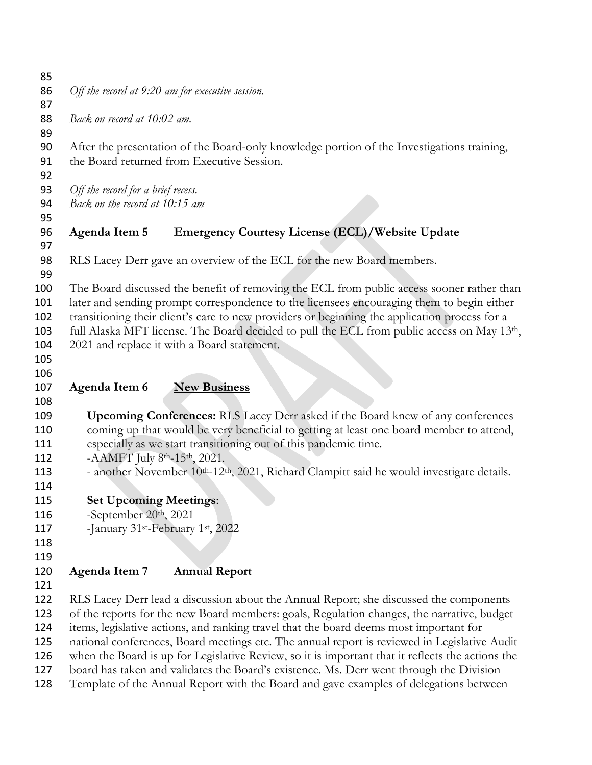*Off the record at 9:20 am for executive session.*

*Back on record at 10:02 am.*

After the presentation of the Board-only knowledge portion of the Investigations training, the Board returned from Executive Session.

*Off the record for a brief recess.*
*Back on the record at 10:15 am*

## Agenda Item 5 **Emergency Courtesy License (ECL)/Website Update**

RLS Lacey Derr gave an overview of the ECL for the new Board members.

The Board discussed the benefit of removing the ECL from public access sooner rather than later and sending prompt correspondence to the licensees encouraging them to begin either transitioning their client's care to new providers or beginning the application process for a full Alaska MFT license. The Board decided to pull the ECL from public access on May 13th, 2021 and replace it with a Board statement.

## Agenda Item 6 **New Business**

**Upcoming Conferences:** RLS Lacey Derr asked if the Board knew of any conferences coming up that would be very beneficial to getting at least one board member to attend, especially as we start transitioning out of this pandemic time.
-AAMFT July 8th-15th, 2021.
- another November 10th-12th, 2021, Richard Clampitt said he would investigate details.

**Set Upcoming Meetings**:
-September 20th, 2021
-January 31st-February 1st, 2022

## Agenda Item 7 **Annual Report**

RLS Lacey Derr lead a discussion about the Annual Report; she discussed the components of the reports for the new Board members: goals, Regulation changes, the narrative, budget items, legislative actions, and ranking travel that the board deems most important for national conferences, Board meetings etc. The annual report is reviewed in Legislative Audit when the Board is up for Legislative Review, so it is important that it reflects the actions the board has taken and validates the Board's existence. Ms. Derr went through the Division Template of the Annual Report with the Board and gave examples of delegations between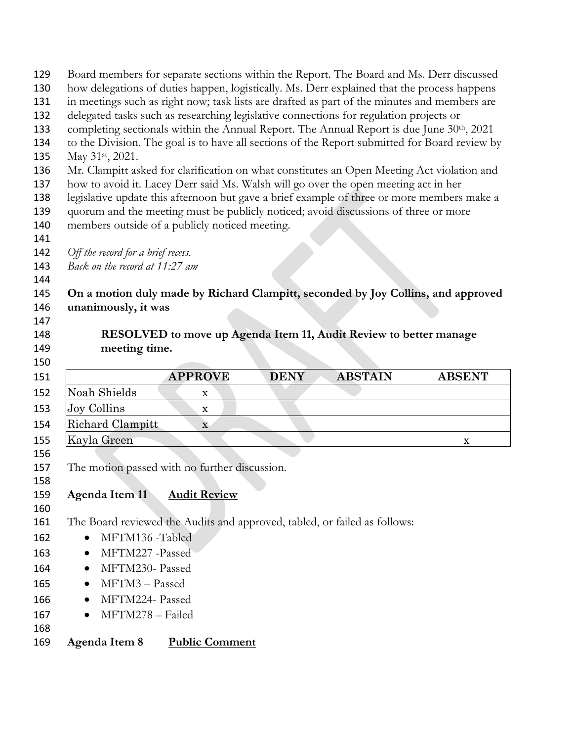Board members for separate sections within the Report. The Board and Ms. Derr discussed how delegations of duties happen, logistically. Ms. Derr explained that the process happens in meetings such as right now; task lists are drafted as part of the minutes and members are delegated tasks such as researching legislative connections for regulation projects or completing sectionals within the Annual Report. The Annual Report is due June 30th, 2021 to the Division. The goal is to have all sections of the Report submitted for Board review by May 31st, 2021.

Mr. Clampitt asked for clarification on what constitutes an Open Meeting Act violation and how to avoid it. Lacey Derr said Ms. Walsh will go over the open meeting act in her legislative update this afternoon but gave a brief example of three or more members make a quorum and the meeting must be publicly noticed; avoid discussions of three or more members outside of a publicly noticed meeting.

*Off the record for a brief recess.*
*Back on the record at 11:27 am*

**On a motion duly made by Richard Clampitt, seconded by Joy Collins, and approved unanimously, it was**

> **RESOLVED to move up Agenda Item 11, Audit Review to better manage meeting time.**

| | APPROVE | DENY | ABSTAIN | ABSENT |
|---|---|---|---|---|
| Noah Shields | x | | | |
| Joy Collins | x | | | |
| Richard Clampitt | x | | | |
| Kayla Green | | | | x |

The motion passed with no further discussion.

**Agenda Item 11** **Audit Review**

The Board reviewed the Audits and approved, tabled, or failed as follows:

- MFTM136 -Tabled
- MFTM227 -Passed
- MFTM230- Passed
- MFTM3 – Passed
- MFTM224- Passed
- MFTM278 – Failed

**Agenda Item 8** **Public Comment**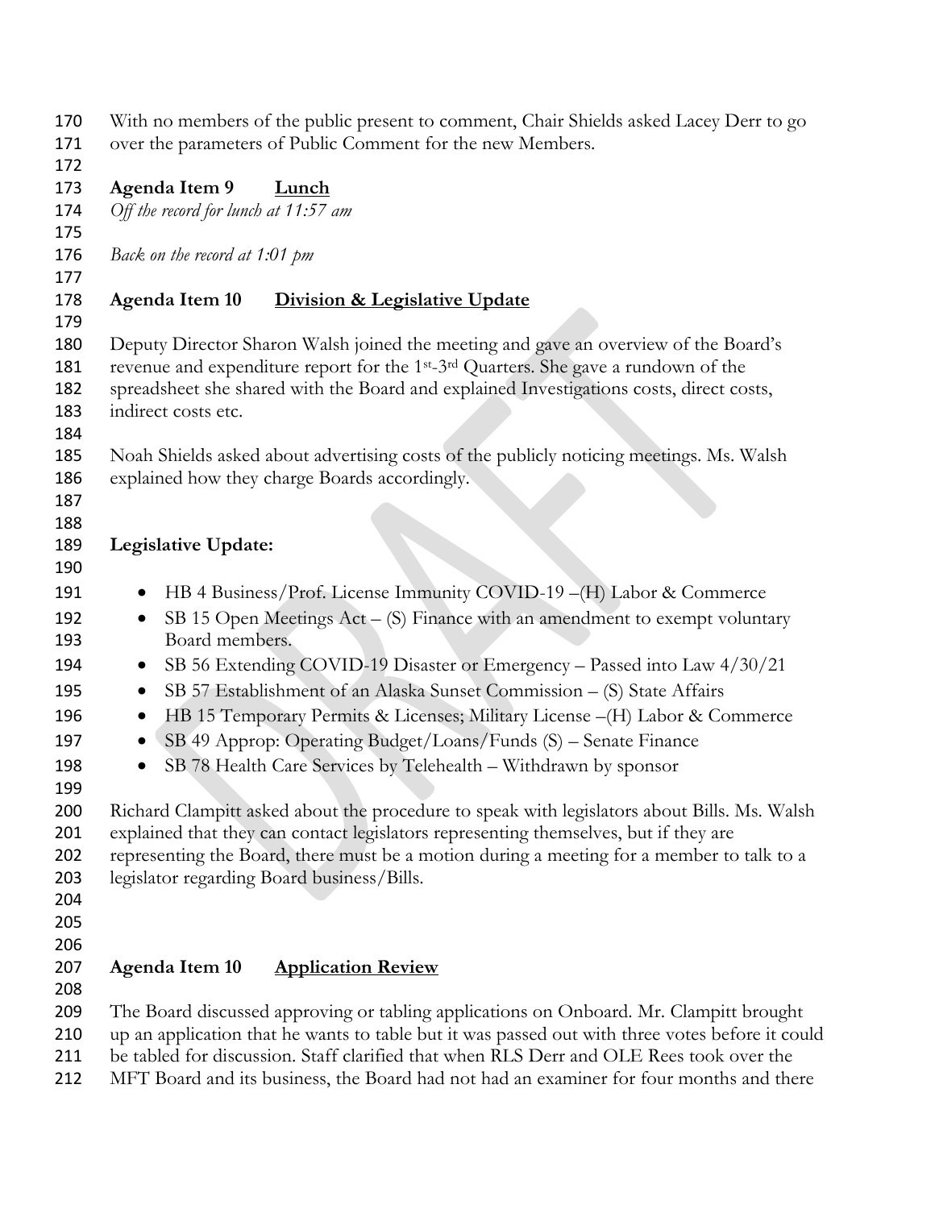With no members of the public present to comment, Chair Shields asked Lacey Derr to go over the parameters of Public Comment for the new Members.

**Agenda Item 9** **Lunch**

*Off the record for lunch at 11:57 am*

*Back on the record at 1:01 pm*

**Agenda Item 10** **Division & Legislative Update**

Deputy Director Sharon Walsh joined the meeting and gave an overview of the Board's revenue and expenditure report for the 1st-3rd Quarters. She gave a rundown of the spreadsheet she shared with the Board and explained Investigations costs, direct costs, indirect costs etc.

Noah Shields asked about advertising costs of the publicly noticing meetings. Ms. Walsh explained how they charge Boards accordingly.

**Legislative Update:**

- HB 4 Business/Prof. License Immunity COVID-19 –(H) Labor & Commerce
- SB 15 Open Meetings Act – (S) Finance with an amendment to exempt voluntary Board members.
- SB 56 Extending COVID-19 Disaster or Emergency – Passed into Law 4/30/21
- SB 57 Establishment of an Alaska Sunset Commission – (S) State Affairs
- HB 15 Temporary Permits & Licenses; Military License –(H) Labor & Commerce
- SB 49 Approp: Operating Budget/Loans/Funds (S) – Senate Finance
- SB 78 Health Care Services by Telehealth – Withdrawn by sponsor

Richard Clampitt asked about the procedure to speak with legislators about Bills. Ms. Walsh explained that they can contact legislators representing themselves, but if they are representing the Board, there must be a motion during a meeting for a member to talk to a legislator regarding Board business/Bills.

**Agenda Item 10** **Application Review**

The Board discussed approving or tabling applications on Onboard. Mr. Clampitt brought up an application that he wants to table but it was passed out with three votes before it could be tabled for discussion. Staff clarified that when RLS Derr and OLE Rees took over the MFT Board and its business, the Board had not had an examiner for four months and there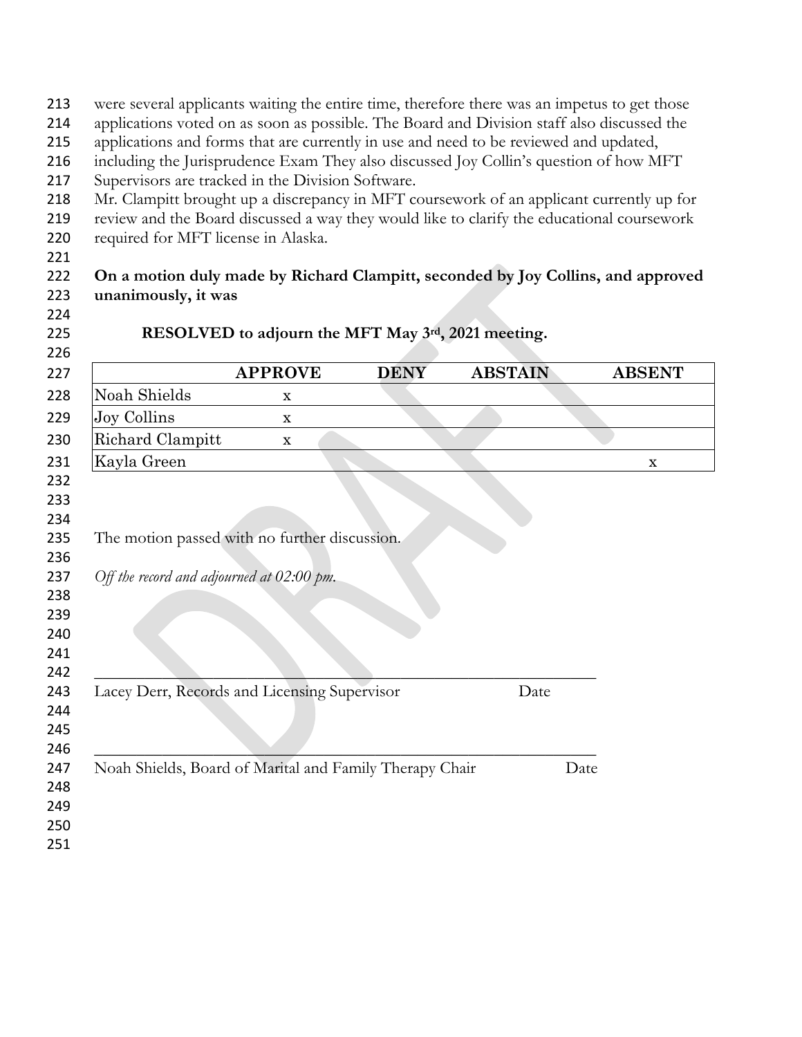were several applicants waiting the entire time, therefore there was an impetus to get those applications voted on as soon as possible. The Board and Division staff also discussed the applications and forms that are currently in use and need to be reviewed and updated, including the Jurisprudence Exam They also discussed Joy Collin's question of how MFT Supervisors are tracked in the Division Software.

Mr. Clampitt brought up a discrepancy in MFT coursework of an applicant currently up for review and the Board discussed a way they would like to clarify the educational coursework required for MFT license in Alaska.

**On a motion duly made by Richard Clampitt, seconded by Joy Collins, and approved unanimously, it was**

**RESOLVED to adjourn the MFT May 3rd, 2021 meeting.**

| | APPROVE | DENY | ABSTAIN | ABSENT |
|---|---|---|---|---|
| Noah Shields | x | | | |
| Joy Collins | x | | | |
| Richard Clampitt | x | | | |
| Kayla Green | | | | x |

The motion passed with no further discussion.

*Off the record and adjourned at 02:00 pm.*

\_\_\_\_\_\_\_\_\_\_\_\_\_\_\_\_\_\_\_\_\_\_\_\_\_\_\_\_\_\_\_\_\_\_\_\_\_\_\_\_\_\_\_\_\_\_\_\_\_\_\_\_\_\_\_\_\_\_

Lacey Derr, Records and Licensing Supervisor Date

\_\_\_\_\_\_\_\_\_\_\_\_\_\_\_\_\_\_\_\_\_\_\_\_\_\_\_\_\_\_\_\_\_\_\_\_\_\_\_\_\_\_\_\_\_\_\_\_\_\_\_\_\_\_\_\_\_\_

Noah Shields, Board of Marital and Family Therapy Chair Date